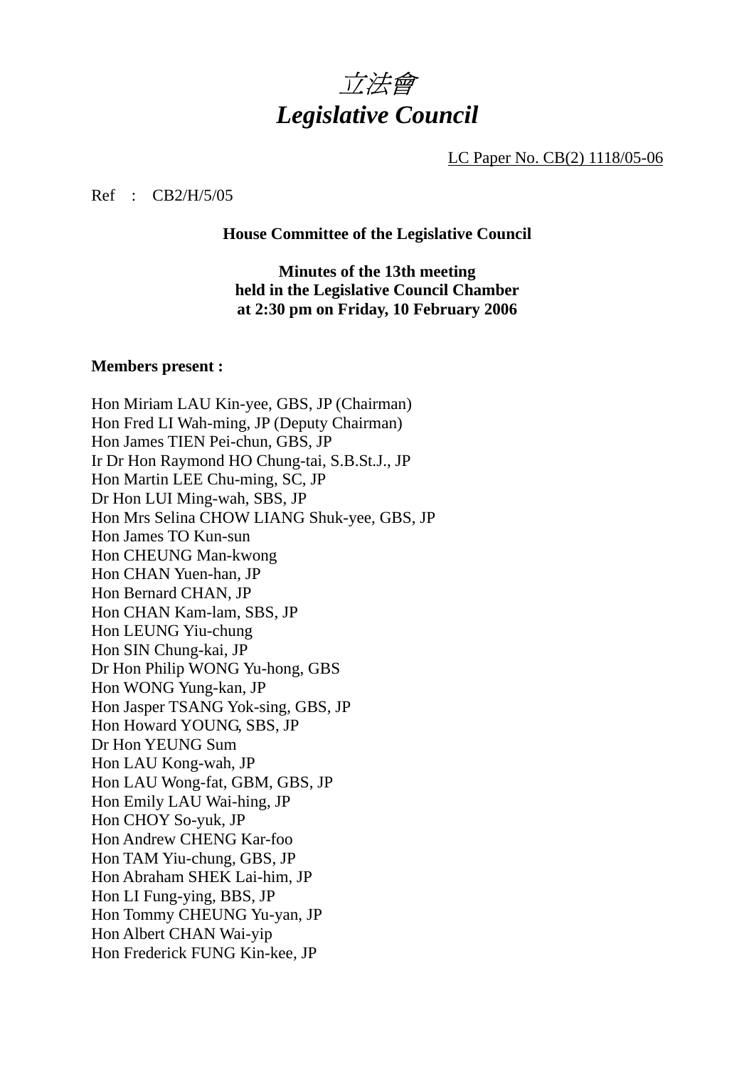# *立法會*
# *Legislative Council*

LC Paper No. CB(2) 1118/05-06

Ref : CB2/H/5/05

**House Committee of the Legislative Council**

**Minutes of the 13th meeting**
**held in the Legislative Council Chamber**
**at 2:30 pm on Friday, 10 February 2006**

**Members present :**

Hon Miriam LAU Kin-yee, GBS, JP (Chairman)
Hon Fred LI Wah-ming, JP (Deputy Chairman)
Hon James TIEN Pei-chun, GBS, JP
Ir Dr Hon Raymond HO Chung-tai, S.B.St.J., JP
Hon Martin LEE Chu-ming, SC, JP
Dr Hon LUI Ming-wah, SBS, JP
Hon Mrs Selina CHOW LIANG Shuk-yee, GBS, JP
Hon James TO Kun-sun
Hon CHEUNG Man-kwong
Hon CHAN Yuen-han, JP
Hon Bernard CHAN, JP
Hon CHAN Kam-lam, SBS, JP
Hon LEUNG Yiu-chung
Hon SIN Chung-kai, JP
Dr Hon Philip WONG Yu-hong, GBS
Hon WONG Yung-kan, JP
Hon Jasper TSANG Yok-sing, GBS, JP
Hon Howard YOUNG, SBS, JP
Dr Hon YEUNG Sum
Hon LAU Kong-wah, JP
Hon LAU Wong-fat, GBM, GBS, JP
Hon Emily LAU Wai-hing, JP
Hon CHOY So-yuk, JP
Hon Andrew CHENG Kar-foo
Hon TAM Yiu-chung, GBS, JP
Hon Abraham SHEK Lai-him, JP
Hon LI Fung-ying, BBS, JP
Hon Tommy CHEUNG Yu-yan, JP
Hon Albert CHAN Wai-yip
Hon Frederick FUNG Kin-kee, JP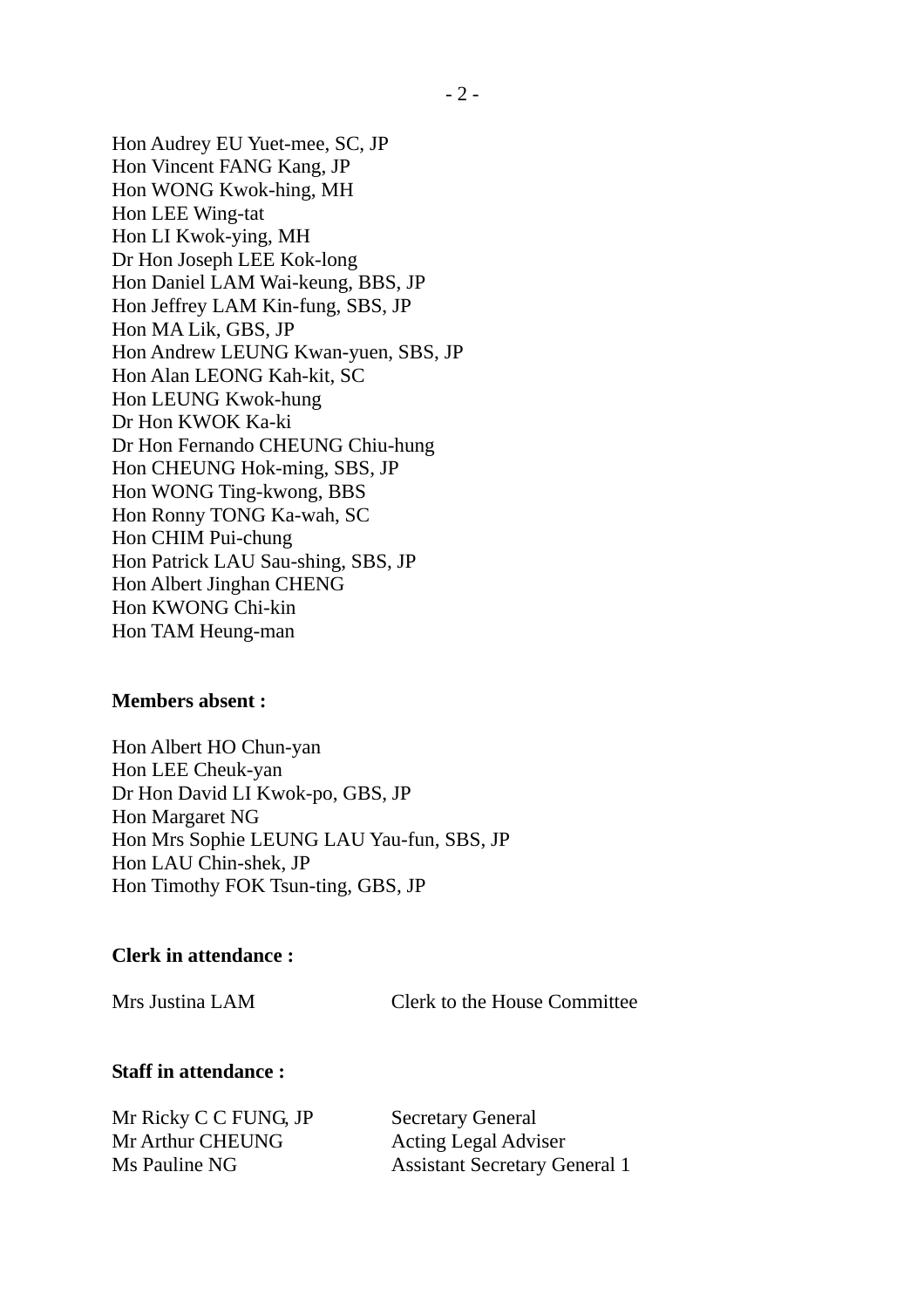Hon Audrey EU Yuet-mee, SC, JP
Hon Vincent FANG Kang, JP
Hon WONG Kwok-hing, MH
Hon LEE Wing-tat
Hon LI Kwok-ying, MH
Dr Hon Joseph LEE Kok-long
Hon Daniel LAM Wai-keung, BBS, JP
Hon Jeffrey LAM Kin-fung, SBS, JP
Hon MA Lik, GBS, JP
Hon Andrew LEUNG Kwan-yuen, SBS, JP
Hon Alan LEONG Kah-kit, SC
Hon LEUNG Kwok-hung
Dr Hon KWOK Ka-ki
Dr Hon Fernando CHEUNG Chiu-hung
Hon CHEUNG Hok-ming, SBS, JP
Hon WONG Ting-kwong, BBS
Hon Ronny TONG Ka-wah, SC
Hon CHIM Pui-chung
Hon Patrick LAU Sau-shing, SBS, JP
Hon Albert Jinghan CHENG
Hon KWONG Chi-kin
Hon TAM Heung-man

**Members absent :**

Hon Albert HO Chun-yan
Hon LEE Cheuk-yan
Dr Hon David LI Kwok-po, GBS, JP
Hon Margaret NG
Hon Mrs Sophie LEUNG LAU Yau-fun, SBS, JP
Hon LAU Chin-shek, JP
Hon Timothy FOK Tsun-ting, GBS, JP

**Clerk in attendance :**

| | |
|---|---|
| Mrs Justina LAM | Clerk to the House Committee |

**Staff in attendance :**

| | |
|---|---|
| Mr Ricky C C FUNG, JP | Secretary General |
| Mr Arthur CHEUNG | Acting Legal Adviser |
| Ms Pauline NG | Assistant Secretary General 1 |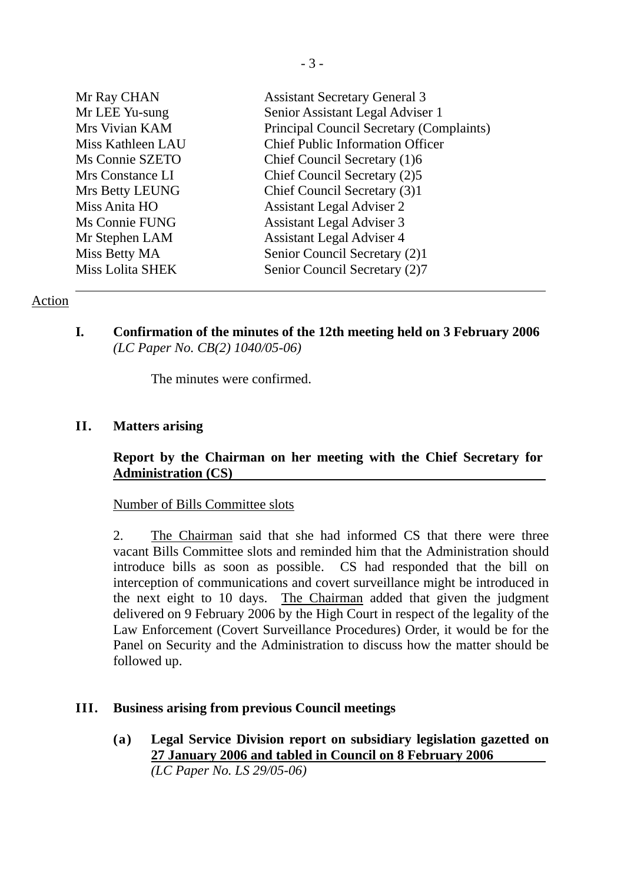| | |
|---|---|
| Mr Ray CHAN | Assistant Secretary General 3 |
| Mr LEE Yu-sung | Senior Assistant Legal Adviser 1 |
| Mrs Vivian KAM | Principal Council Secretary (Complaints) |
| Miss Kathleen LAU | Chief Public Information Officer |
| Ms Connie SZETO | Chief Council Secretary (1)6 |
| Mrs Constance LI | Chief Council Secretary (2)5 |
| Mrs Betty LEUNG | Chief Council Secretary (3)1 |
| Miss Anita HO | Assistant Legal Adviser 2 |
| Ms Connie FUNG | Assistant Legal Adviser 3 |
| Mr Stephen LAM | Assistant Legal Adviser 4 |
| Miss Betty MA | Senior Council Secretary (2)1 |
| Miss Lolita SHEK | Senior Council Secretary (2)7 |

---

Action

**I. Confirmation of the minutes of the 12th meeting held on 3 February 2006**
*(LC Paper No. CB(2) 1040/05-06)*

The minutes were confirmed.

**II. Matters arising**

**Report by the Chairman on her meeting with the Chief Secretary for Administration (CS)**

Number of Bills Committee slots

2. The Chairman said that she had informed CS that there were three vacant Bills Committee slots and reminded him that the Administration should introduce bills as soon as possible. CS had responded that the bill on interception of communications and covert surveillance might be introduced in the next eight to 10 days. The Chairman added that given the judgment delivered on 9 February 2006 by the High Court in respect of the legality of the Law Enforcement (Covert Surveillance Procedures) Order, it would be for the Panel on Security and the Administration to discuss how the matter should be followed up.

**III. Business arising from previous Council meetings**

**(a) Legal Service Division report on subsidiary legislation gazetted on 27 January 2006 and tabled in Council on 8 February 2006**
*(LC Paper No. LS 29/05-06)*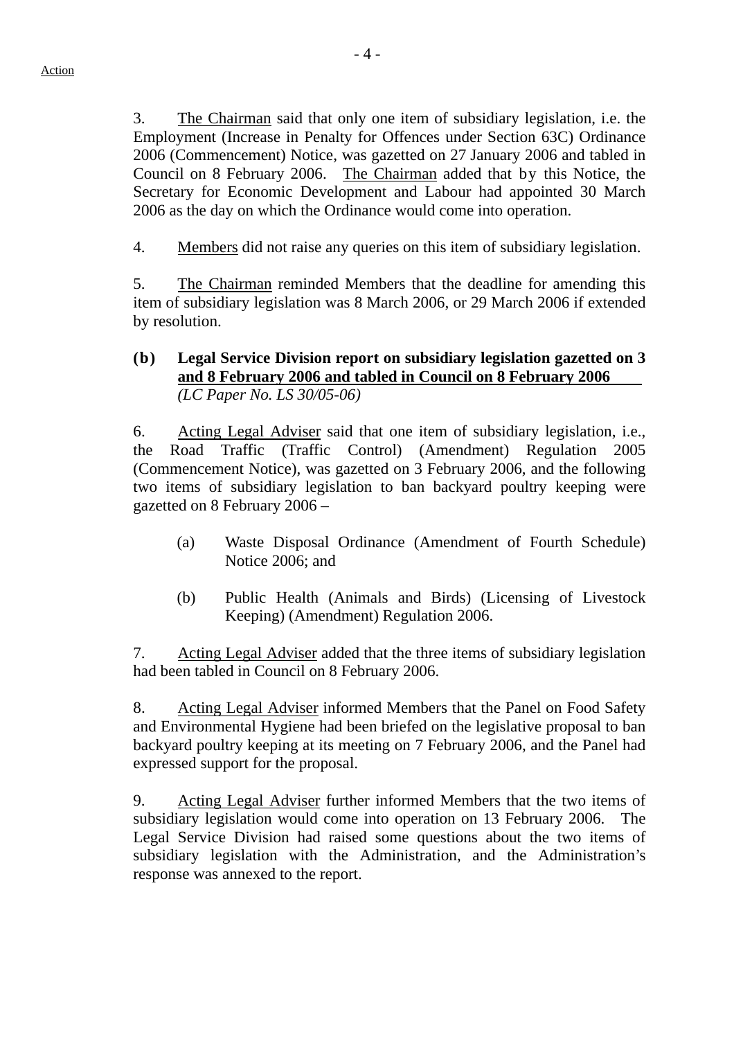Action

3. The Chairman said that only one item of subsidiary legislation, i.e. the Employment (Increase in Penalty for Offences under Section 63C) Ordinance 2006 (Commencement) Notice, was gazetted on 27 January 2006 and tabled in Council on 8 February 2006. The Chairman added that by this Notice, the Secretary for Economic Development and Labour had appointed 30 March 2006 as the day on which the Ordinance would come into operation.

4. Members did not raise any queries on this item of subsidiary legislation.

5. The Chairman reminded Members that the deadline for amending this item of subsidiary legislation was 8 March 2006, or 29 March 2006 if extended by resolution.

**(b) Legal Service Division report on subsidiary legislation gazetted on 3 and 8 February 2006 and tabled in Council on 8 February 2006**
*(LC Paper No. LS 30/05-06)*

6. Acting Legal Adviser said that one item of subsidiary legislation, i.e., the Road Traffic (Traffic Control) (Amendment) Regulation 2005 (Commencement Notice), was gazetted on 3 February 2006, and the following two items of subsidiary legislation to ban backyard poultry keeping were gazetted on 8 February 2006 –

(a) Waste Disposal Ordinance (Amendment of Fourth Schedule) Notice 2006; and

(b) Public Health (Animals and Birds) (Licensing of Livestock Keeping) (Amendment) Regulation 2006.

7. Acting Legal Adviser added that the three items of subsidiary legislation had been tabled in Council on 8 February 2006.

8. Acting Legal Adviser informed Members that the Panel on Food Safety and Environmental Hygiene had been briefed on the legislative proposal to ban backyard poultry keeping at its meeting on 7 February 2006, and the Panel had expressed support for the proposal.

9. Acting Legal Adviser further informed Members that the two items of subsidiary legislation would come into operation on 13 February 2006. The Legal Service Division had raised some questions about the two items of subsidiary legislation with the Administration, and the Administration's response was annexed to the report.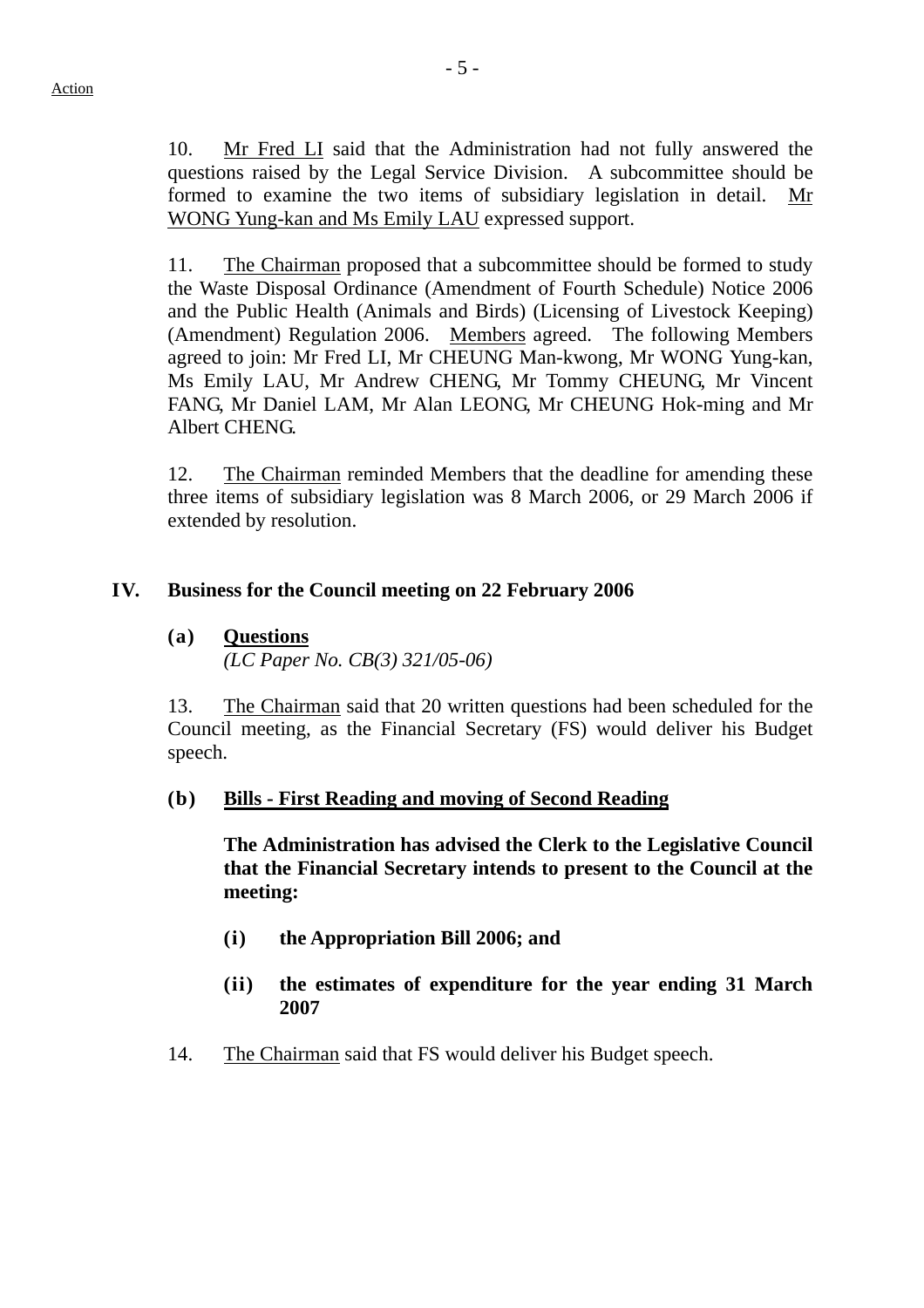Action

10. Mr Fred LI said that the Administration had not fully answered the questions raised by the Legal Service Division. A subcommittee should be formed to examine the two items of subsidiary legislation in detail. Mr WONG Yung-kan and Ms Emily LAU expressed support.

11. The Chairman proposed that a subcommittee should be formed to study the Waste Disposal Ordinance (Amendment of Fourth Schedule) Notice 2006 and the Public Health (Animals and Birds) (Licensing of Livestock Keeping) (Amendment) Regulation 2006. Members agreed. The following Members agreed to join: Mr Fred LI, Mr CHEUNG Man-kwong, Mr WONG Yung-kan, Ms Emily LAU, Mr Andrew CHENG, Mr Tommy CHEUNG, Mr Vincent FANG, Mr Daniel LAM, Mr Alan LEONG, Mr CHEUNG Hok-ming and Mr Albert CHENG.

12. The Chairman reminded Members that the deadline for amending these three items of subsidiary legislation was 8 March 2006, or 29 March 2006 if extended by resolution.

## IV. Business for the Council meeting on 22 February 2006

### (a) Questions

*(LC Paper No. CB(3) 321/05-06)*

13. The Chairman said that 20 written questions had been scheduled for the Council meeting, as the Financial Secretary (FS) would deliver his Budget speech.

### (b) Bills - First Reading and moving of Second Reading

**The Administration has advised the Clerk to the Legislative Council that the Financial Secretary intends to present to the Council at the meeting:**

**(i) the Appropriation Bill 2006; and**

**(ii) the estimates of expenditure for the year ending 31 March 2007**

14. The Chairman said that FS would deliver his Budget speech.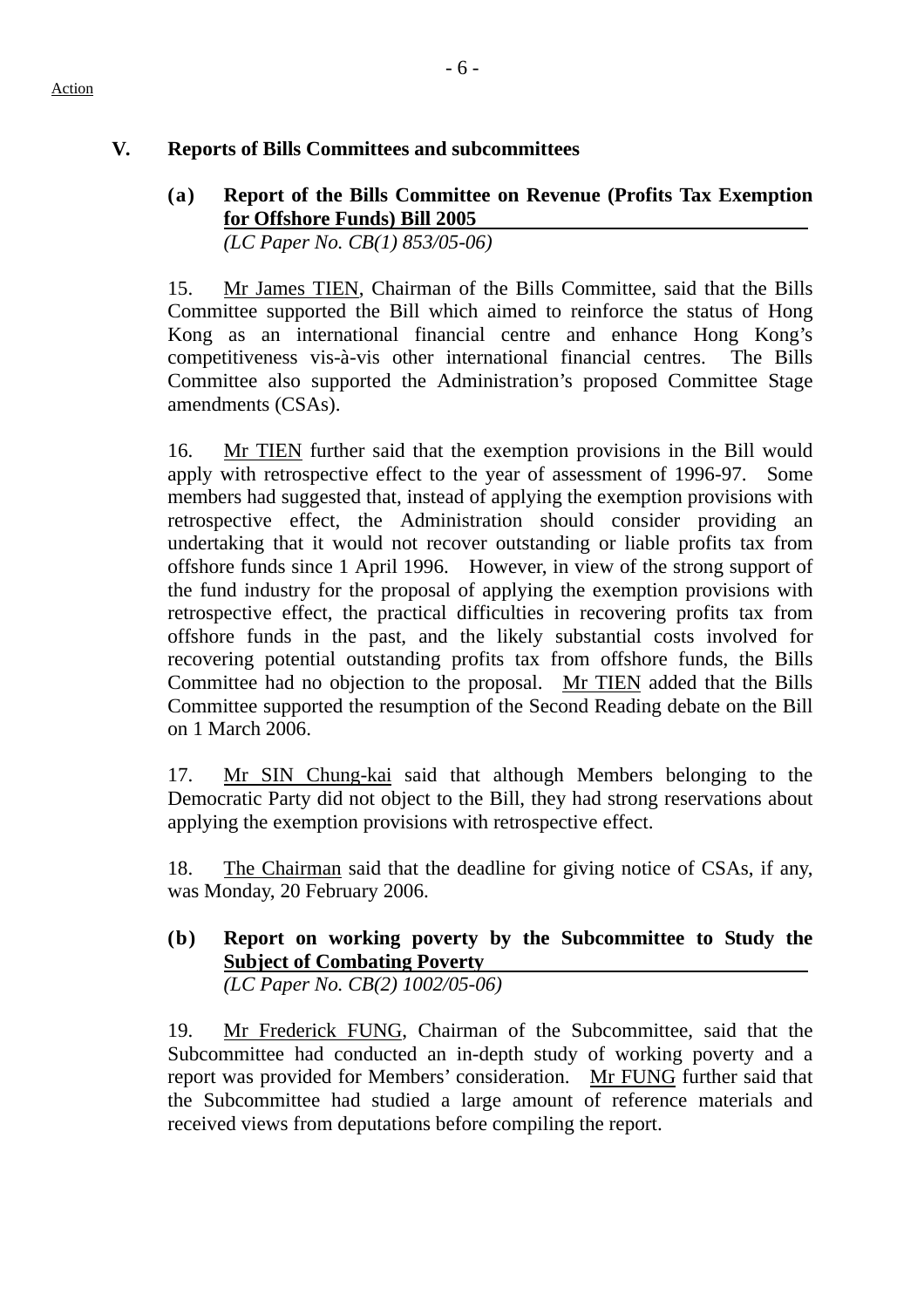Action

## V. Reports of Bills Committees and subcommittees

### (a) Report of the Bills Committee on Revenue (Profits Tax Exemption for Offshore Funds) Bill 2005

*(LC Paper No. CB(1) 853/05-06)*

15. Mr James TIEN, Chairman of the Bills Committee, said that the Bills Committee supported the Bill which aimed to reinforce the status of Hong Kong as an international financial centre and enhance Hong Kong's competitiveness vis-à-vis other international financial centres. The Bills Committee also supported the Administration's proposed Committee Stage amendments (CSAs).

16. Mr TIEN further said that the exemption provisions in the Bill would apply with retrospective effect to the year of assessment of 1996-97. Some members had suggested that, instead of applying the exemption provisions with retrospective effect, the Administration should consider providing an undertaking that it would not recover outstanding or liable profits tax from offshore funds since 1 April 1996. However, in view of the strong support of the fund industry for the proposal of applying the exemption provisions with retrospective effect, the practical difficulties in recovering profits tax from offshore funds in the past, and the likely substantial costs involved for recovering potential outstanding profits tax from offshore funds, the Bills Committee had no objection to the proposal. Mr TIEN added that the Bills Committee supported the resumption of the Second Reading debate on the Bill on 1 March 2006.

17. Mr SIN Chung-kai said that although Members belonging to the Democratic Party did not object to the Bill, they had strong reservations about applying the exemption provisions with retrospective effect.

18. The Chairman said that the deadline for giving notice of CSAs, if any, was Monday, 20 February 2006.

### (b) Report on working poverty by the Subcommittee to Study the Subject of Combating Poverty

*(LC Paper No. CB(2) 1002/05-06)*

19. Mr Frederick FUNG, Chairman of the Subcommittee, said that the Subcommittee had conducted an in-depth study of working poverty and a report was provided for Members' consideration. Mr FUNG further said that the Subcommittee had studied a large amount of reference materials and received views from deputations before compiling the report.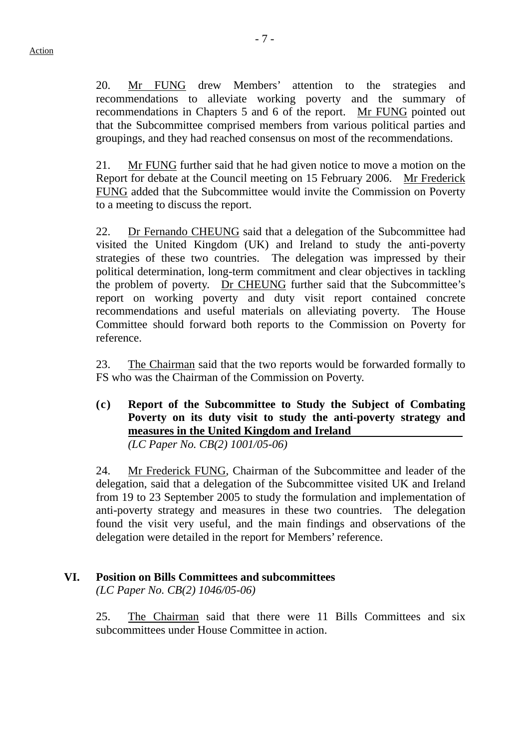20. Mr FUNG drew Members' attention to the strategies and recommendations to alleviate working poverty and the summary of recommendations in Chapters 5 and 6 of the report. Mr FUNG pointed out that the Subcommittee comprised members from various political parties and groupings, and they had reached consensus on most of the recommendations.

21. Mr FUNG further said that he had given notice to move a motion on the Report for debate at the Council meeting on 15 February 2006. Mr Frederick FUNG added that the Subcommittee would invite the Commission on Poverty to a meeting to discuss the report.

22. Dr Fernando CHEUNG said that a delegation of the Subcommittee had visited the United Kingdom (UK) and Ireland to study the anti-poverty strategies of these two countries. The delegation was impressed by their political determination, long-term commitment and clear objectives in tackling the problem of poverty. Dr CHEUNG further said that the Subcommittee's report on working poverty and duty visit report contained concrete recommendations and useful materials on alleviating poverty. The House Committee should forward both reports to the Commission on Poverty for reference.

23. The Chairman said that the two reports would be forwarded formally to FS who was the Chairman of the Commission on Poverty.

**(c) Report of the Subcommittee to Study the Subject of Combating Poverty on its duty visit to study the anti-poverty strategy and measures in the United Kingdom and Ireland**
*(LC Paper No. CB(2) 1001/05-06)*

24. Mr Frederick FUNG, Chairman of the Subcommittee and leader of the delegation, said that a delegation of the Subcommittee visited UK and Ireland from 19 to 23 September 2005 to study the formulation and implementation of anti-poverty strategy and measures in these two countries. The delegation found the visit very useful, and the main findings and observations of the delegation were detailed in the report for Members' reference.

## VI. Position on Bills Committees and subcommittees
*(LC Paper No. CB(2) 1046/05-06)*

25. The Chairman said that there were 11 Bills Committees and six subcommittees under House Committee in action.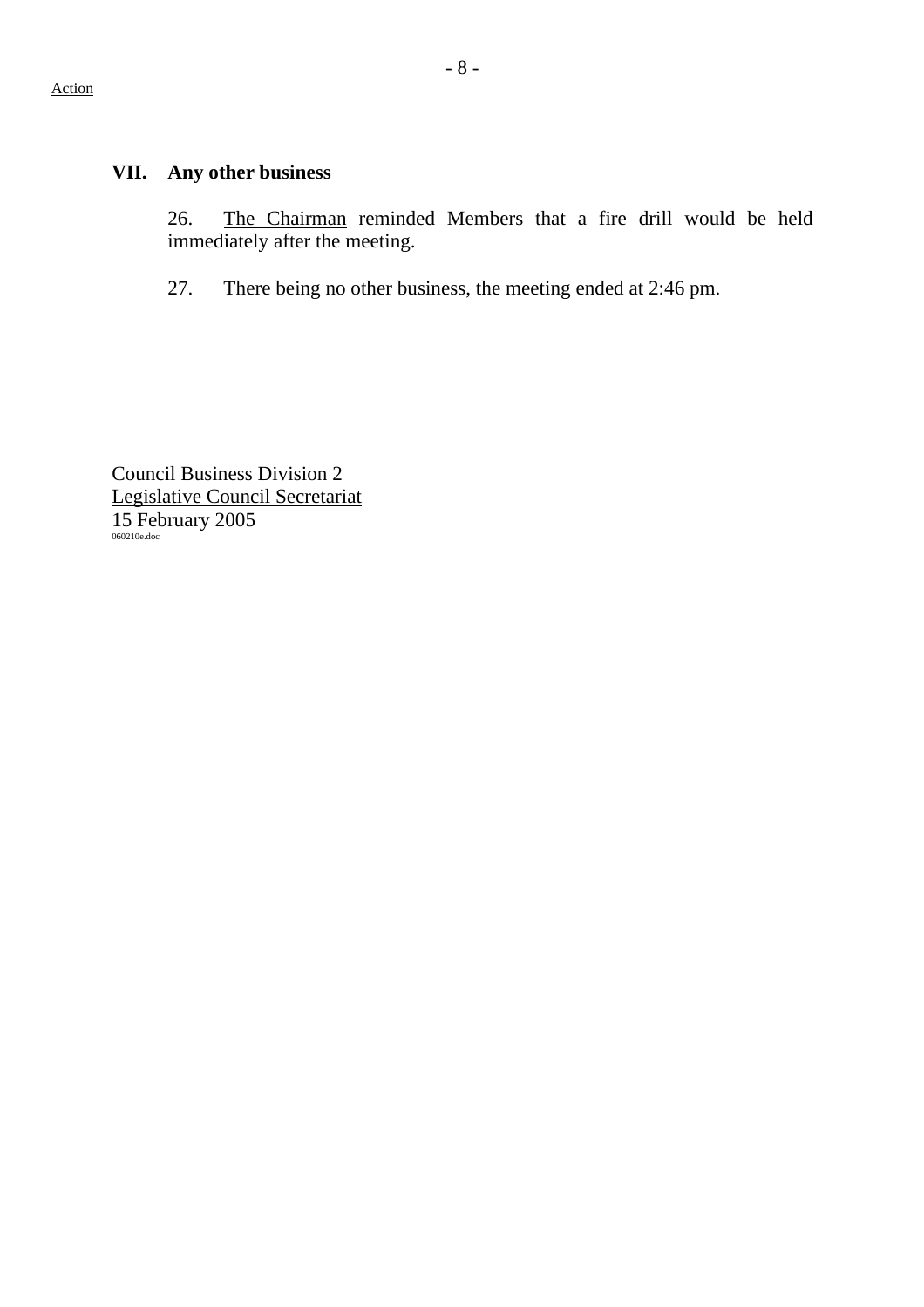Action

## VII. Any other business

26. The Chairman reminded Members that a fire drill would be held immediately after the meeting.

27. There being no other business, the meeting ended at 2:46 pm.

Council Business Division 2
Legislative Council Secretariat
15 February 2005
060210e.doc